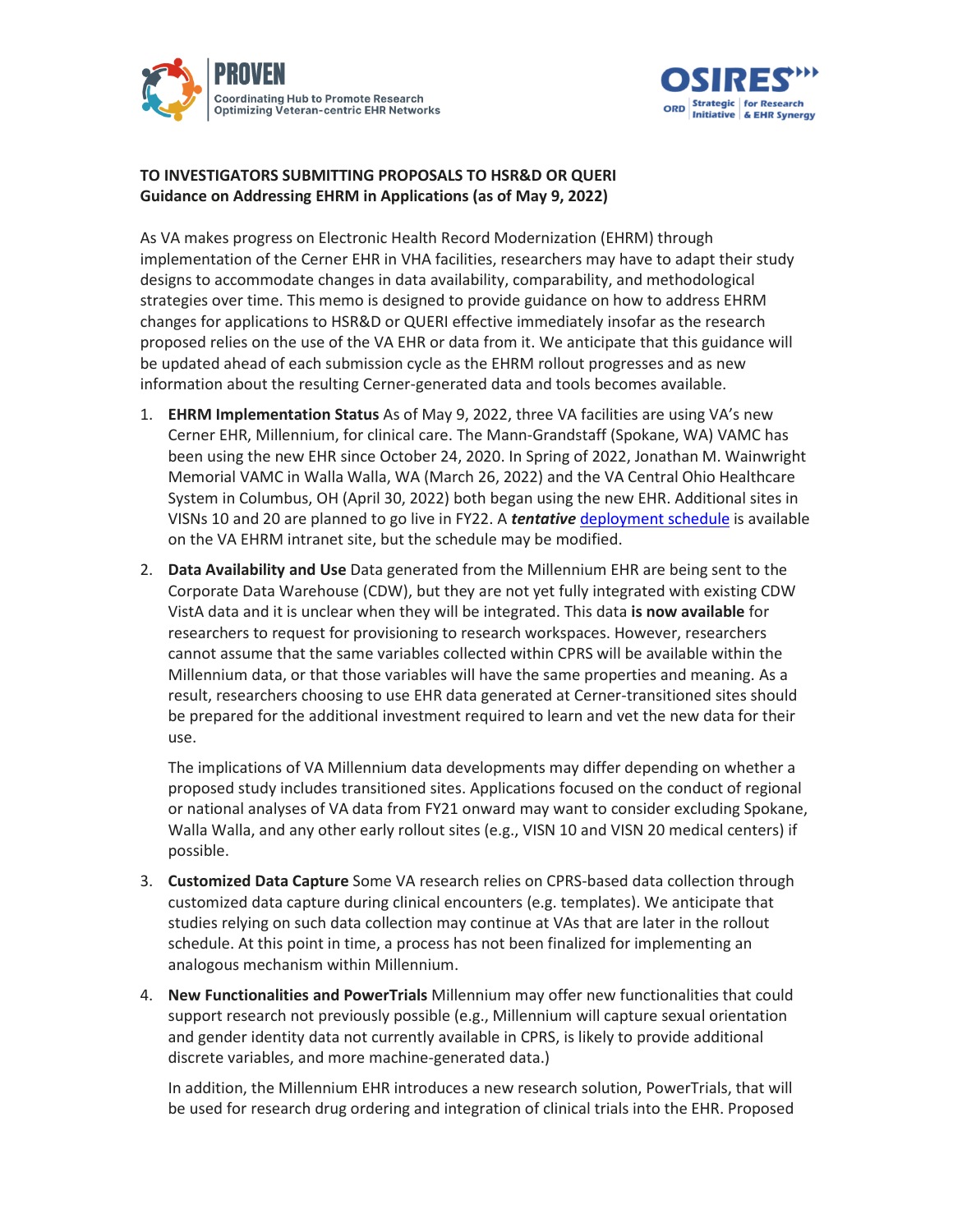PROVEN
Coordinating Hub to Promote Research Optimizing Veteran-centric EHR Networks

OSIRES
ORD | Strategic Initiative | for Research & EHR Synergy

**TO INVESTIGATORS SUBMITTING PROPOSALS TO HSR&D OR QUERI**
**Guidance on Addressing EHRM in Applications (as of May 9, 2022)**

As VA makes progress on Electronic Health Record Modernization (EHRM) through implementation of the Cerner EHR in VHA facilities, researchers may have to adapt their study designs to accommodate changes in data availability, comparability, and methodological strategies over time. This memo is designed to provide guidance on how to address EHRM changes for applications to HSR&D or QUERI effective immediately insofar as the research proposed relies on the use of the VA EHR or data from it. We anticipate that this guidance will be updated ahead of each submission cycle as the EHRM rollout progresses and as new information about the resulting Cerner-generated data and tools becomes available.

1. **EHRM Implementation Status** As of May 9, 2022, three VA facilities are using VA's new Cerner EHR, Millennium, for clinical care. The Mann-Grandstaff (Spokane, WA) VAMC has been using the new EHR since October 24, 2020. In Spring of 2022, Jonathan M. Wainwright Memorial VAMC in Walla Walla, WA (March 26, 2022) and the VA Central Ohio Healthcare System in Columbus, OH (April 30, 2022) both began using the new EHR. Additional sites in VISNs 10 and 20 are planned to go live in FY22. A ***tentative*** deployment schedule is available on the VA EHRM intranet site, but the schedule may be modified.

2. **Data Availability and Use** Data generated from the Millennium EHR are being sent to the Corporate Data Warehouse (CDW), but they are not yet fully integrated with existing CDW VistA data and it is unclear when they will be integrated. This data **is now available** for researchers to request for provisioning to research workspaces. However, researchers cannot assume that the same variables collected within CPRS will be available within the Millennium data, or that those variables will have the same properties and meaning. As a result, researchers choosing to use EHR data generated at Cerner-transitioned sites should be prepared for the additional investment required to learn and vet the new data for their use.

   The implications of VA Millennium data developments may differ depending on whether a proposed study includes transitioned sites. Applications focused on the conduct of regional or national analyses of VA data from FY21 onward may want to consider excluding Spokane, Walla Walla, and any other early rollout sites (e.g., VISN 10 and VISN 20 medical centers) if possible.

3. **Customized Data Capture** Some VA research relies on CPRS-based data collection through customized data capture during clinical encounters (e.g. templates). We anticipate that studies relying on such data collection may continue at VAs that are later in the rollout schedule. At this point in time, a process has not been finalized for implementing an analogous mechanism within Millennium.

4. **New Functionalities and PowerTrials** Millennium may offer new functionalities that could support research not previously possible (e.g., Millennium will capture sexual orientation and gender identity data not currently available in CPRS, is likely to provide additional discrete variables, and more machine-generated data.)

   In addition, the Millennium EHR introduces a new research solution, PowerTrials, that will be used for research drug ordering and integration of clinical trials into the EHR. Proposed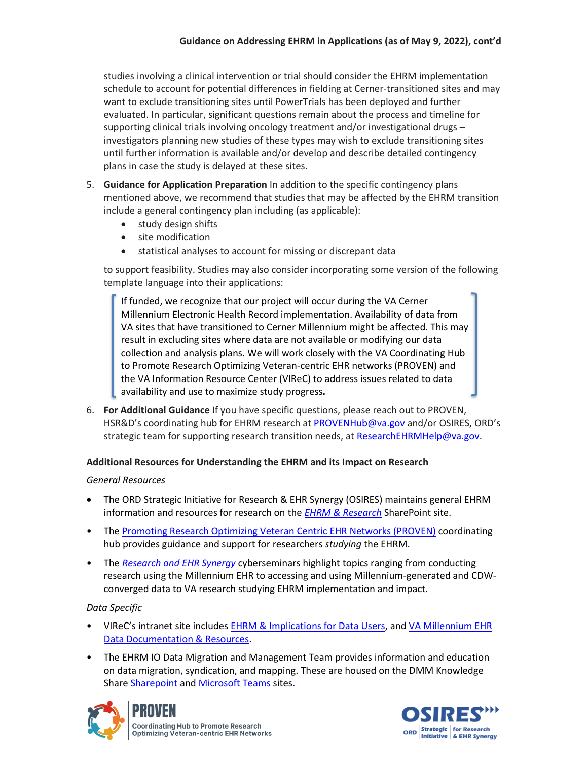studies involving a clinical intervention or trial should consider the EHRM implementation schedule to account for potential differences in fielding at Cerner-transitioned sites and may want to exclude transitioning sites until PowerTrials has been deployed and further evaluated. In particular, significant questions remain about the process and timeline for supporting clinical trials involving oncology treatment and/or investigational drugs – investigators planning new studies of these types may wish to exclude transitioning sites until further information is available and/or develop and describe detailed contingency plans in case the study is delayed at these sites.

5. **Guidance for Application Preparation** In addition to the specific contingency plans mentioned above, we recommend that studies that may be affected by the EHRM transition include a general contingency plan including (as applicable):
   - study design shifts
   - site modification
   - statistical analyses to account for missing or discrepant data

   to support feasibility. Studies may also consider incorporating some version of the following template language into their applications:

   > If funded, we recognize that our project will occur during the VA Cerner Millennium Electronic Health Record implementation. Availability of data from VA sites that have transitioned to Cerner Millennium might be affected. This may result in excluding sites where data are not available or modifying our data collection and analysis plans. We will work closely with the VA Coordinating Hub to Promote Research Optimizing Veteran-centric EHR networks (PROVEN) and the VA Information Resource Center (VIReC) to address issues related to data availability and use to maximize study progress.

6. **For Additional Guidance** If you have specific questions, please reach out to PROVEN, HSR&D's coordinating hub for EHRM research at PROVENHub@va.gov and/or OSIRES, ORD's strategic team for supporting research transition needs, at ResearchEHRMHelp@va.gov.

**Additional Resources for Understanding the EHRM and its Impact on Research**

*General Resources*

- The ORD Strategic Initiative for Research & EHR Synergy (OSIRES) maintains general EHRM information and resources for research on the *EHRM & Research* SharePoint site.
- The Promoting Research Optimizing Veteran Centric EHR Networks (PROVEN) coordinating hub provides guidance and support for researchers *studying* the EHRM.
- The *Research and EHR Synergy* cyberseminars highlight topics ranging from conducting research using the Millennium EHR to accessing and using Millennium-generated and CDW-converged data to VA research studying EHRM implementation and impact.

*Data Specific*

- VIReC's intranet site includes EHRM & Implications for Data Users, and VA Millennium EHR Data Documentation & Resources.
- The EHRM IO Data Migration and Management Team provides information and education on data migration, syndication, and mapping. These are housed on the DMM Knowledge Share Sharepoint and Microsoft Teams sites.

PROVEN
Coordinating Hub to Promote Research Optimizing Veteran-centric EHR Networks

OSIRES
ORD Strategic Initiative for Research & EHR Synergy